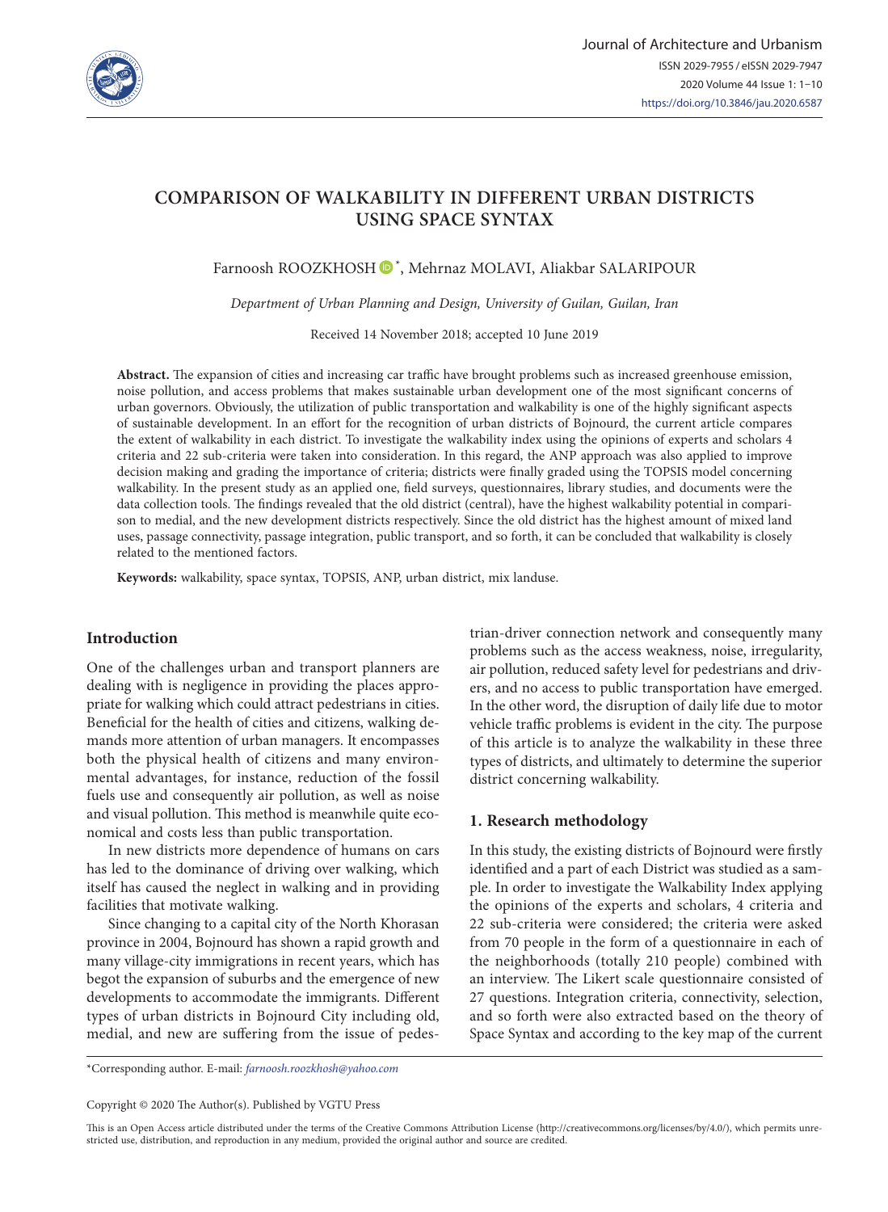# COMPARISON OF WALKABILITY IN DIFFERENT URBAN DISTRICTS USING SPACE SYNTAX

Farnoosh ROOZKHOSH *, Mehrnaz MOLAVI, Aliakbar SALARIPOUR

*Department of Urban Planning and Design, University of Guilan, Guilan, Iran*

Received 14 November 2018; accepted 10 June 2019

**Abstract.** The expansion of cities and increasing car traffic have brought problems such as increased greenhouse emission, noise pollution, and access problems that makes sustainable urban development one of the most significant concerns of urban governors. Obviously, the utilization of public transportation and walkability is one of the highly significant aspects of sustainable development. In an effort for the recognition of urban districts of Bojnourd, the current article compares the extent of walkability in each district. To investigate the walkability index using the opinions of experts and scholars 4 criteria and 22 sub-criteria were taken into consideration. In this regard, the ANP approach was also applied to improve decision making and grading the importance of criteria; districts were finally graded using the TOPSIS model concerning walkability. In the present study as an applied one, field surveys, questionnaires, library studies, and documents were the data collection tools. The findings revealed that the old district (central), have the highest walkability potential in comparison to medial, and the new development districts respectively. Since the old district has the highest amount of mixed land uses, passage connectivity, passage integration, public transport, and so forth, it can be concluded that walkability is closely related to the mentioned factors.

**Keywords:** walkability, space syntax, TOPSIS, ANP, urban district, mix landuse.

## Introduction

One of the challenges urban and transport planners are dealing with is negligence in providing the places appropriate for walking which could attract pedestrians in cities. Beneficial for the health of cities and citizens, walking demands more attention of urban managers. It encompasses both the physical health of citizens and many environmental advantages, for instance, reduction of the fossil fuels use and consequently air pollution, as well as noise and visual pollution. This method is meanwhile quite economical and costs less than public transportation.

In new districts more dependence of humans on cars has led to the dominance of driving over walking, which itself has caused the neglect in walking and in providing facilities that motivate walking.

Since changing to a capital city of the North Khorasan province in 2004, Bojnourd has shown a rapid growth and many village-city immigrations in recent years, which has begot the expansion of suburbs and the emergence of new developments to accommodate the immigrants. Different types of urban districts in Bojnourd City including old, medial, and new are suffering from the issue of pedestrian-driver connection network and consequently many problems such as the access weakness, noise, irregularity, air pollution, reduced safety level for pedestrians and drivers, and no access to public transportation have emerged. In the other word, the disruption of daily life due to motor vehicle traffic problems is evident in the city. The purpose of this article is to analyze the walkability in these three types of districts, and ultimately to determine the superior district concerning walkability.

## 1. Research methodology

In this study, the existing districts of Bojnourd were firstly identified and a part of each District was studied as a sample. In order to investigate the Walkability Index applying the opinions of the experts and scholars, 4 criteria and 22 sub-criteria were considered; the criteria were asked from 70 people in the form of a questionnaire in each of the neighborhoods (totally 210 people) combined with an interview. The Likert scale questionnaire consisted of 27 questions. Integration criteria, connectivity, selection, and so forth were also extracted based on the theory of Space Syntax and according to the key map of the current

*Corresponding author. E-mail: *farnoosh.roozkhosh@yahoo.com*

Copyright © 2020 The Author(s). Published by VGTU Press

This is an Open Access article distributed under the terms of the Creative Commons Attribution License (http://creativecommons.org/licenses/by/4.0/), which permits unrestricted use, distribution, and reproduction in any medium, provided the original author and source are credited.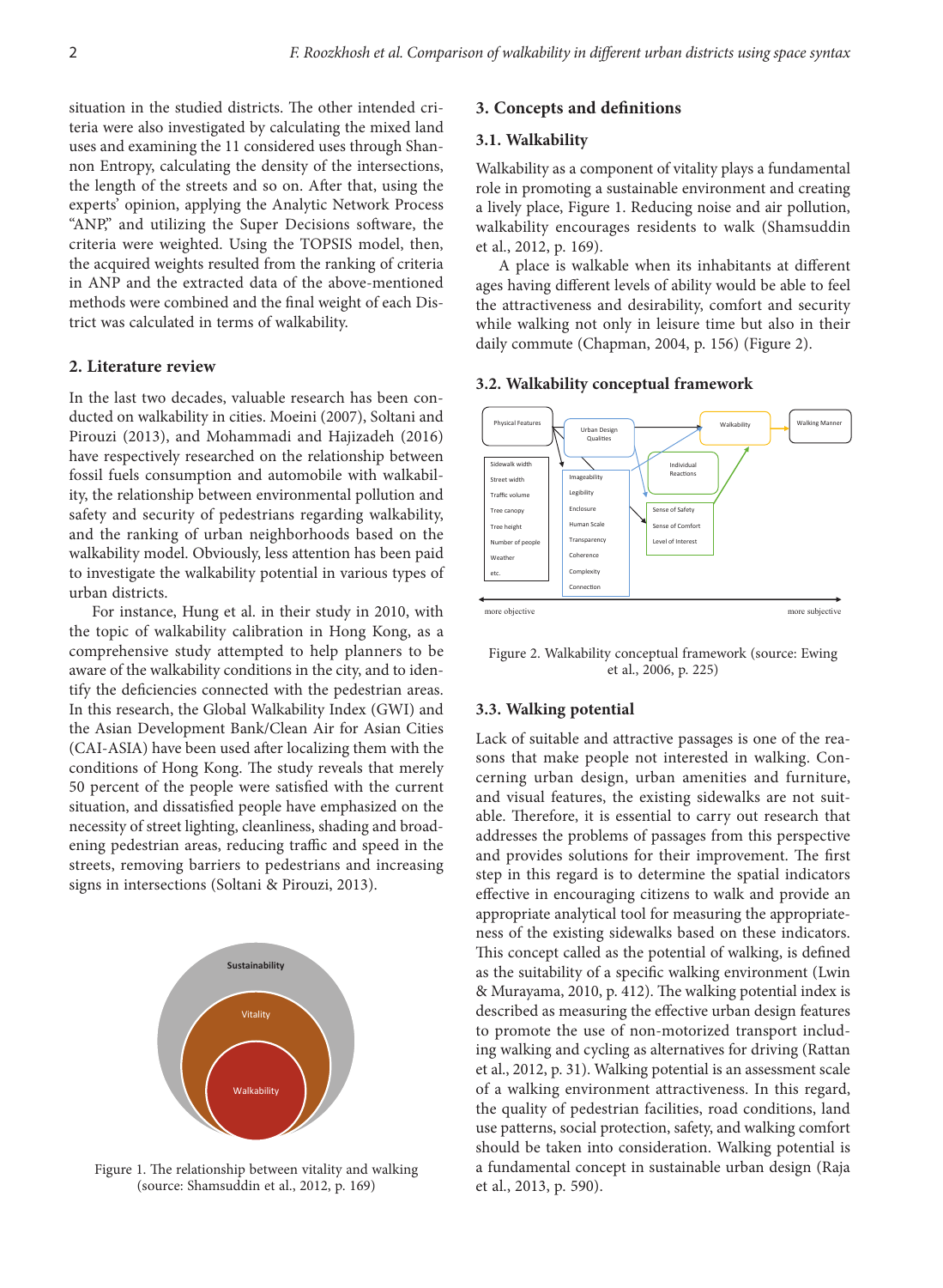situation in the studied districts. The other intended criteria were also investigated by calculating the mixed land uses and examining the 11 considered uses through Shannon Entropy, calculating the density of the intersections, the length of the streets and so on. After that, using the experts' opinion, applying the Analytic Network Process "ANP," and utilizing the Super Decisions software, the criteria were weighted. Using the TOPSIS model, then, the acquired weights resulted from the ranking of criteria in ANP and the extracted data of the above-mentioned methods were combined and the final weight of each District was calculated in terms of walkability.

## 2. Literature review

In the last two decades, valuable research has been conducted on walkability in cities. Moeini (2007), Soltani and Pirouzi (2013), and Mohammadi and Hajizadeh (2016) have respectively researched on the relationship between fossil fuels consumption and automobile with walkability, the relationship between environmental pollution and safety and security of pedestrians regarding walkability, and the ranking of urban neighborhoods based on the walkability model. Obviously, less attention has been paid to investigate the walkability potential in various types of urban districts.

For instance, Hung et al. in their study in 2010, with the topic of walkability calibration in Hong Kong, as a comprehensive study attempted to help planners to be aware of the walkability conditions in the city, and to identify the deficiencies connected with the pedestrian areas. In this research, the Global Walkability Index (GWI) and the Asian Development Bank/Clean Air for Asian Cities (CAI-ASIA) have been used after localizing them with the conditions of Hong Kong. The study reveals that merely 50 percent of the people were satisfied with the current situation, and dissatisfied people have emphasized on the necessity of street lighting, cleanliness, shading and broadening pedestrian areas, reducing traffic and speed in the streets, removing barriers to pedestrians and increasing signs in intersections (Soltani & Pirouzi, 2013).

Figure 1. The relationship between vitality and walking (source: Shamsuddin et al., 2012, p. 169)

## 3. Concepts and definitions

### 3.1. Walkability

Walkability as a component of vitality plays a fundamental role in promoting a sustainable environment and creating a lively place, Figure 1. Reducing noise and air pollution, walkability encourages residents to walk (Shamsuddin et al., 2012, p. 169).

A place is walkable when its inhabitants at different ages having different levels of ability would be able to feel the attractiveness and desirability, comfort and security while walking not only in leisure time but also in their daily commute (Chapman, 2004, p. 156) (Figure 2).

### 3.2. Walkability conceptual framework

Figure 2. Walkability conceptual framework (source: Ewing et al., 2006, p. 225)

### 3.3. Walking potential

Lack of suitable and attractive passages is one of the reasons that make people not interested in walking. Concerning urban design, urban amenities and furniture, and visual features, the existing sidewalks are not suitable. Therefore, it is essential to carry out research that addresses the problems of passages from this perspective and provides solutions for their improvement. The first step in this regard is to determine the spatial indicators effective in encouraging citizens to walk and provide an appropriate analytical tool for measuring the appropriateness of the existing sidewalks based on these indicators. This concept called as the potential of walking, is defined as the suitability of a specific walking environment (Lwin & Murayama, 2010, p. 412). The walking potential index is described as measuring the effective urban design features to promote the use of non-motorized transport including walking and cycling as alternatives for driving (Rattan et al., 2012, p. 31). Walking potential is an assessment scale of a walking environment attractiveness. In this regard, the quality of pedestrian facilities, road conditions, land use patterns, social protection, safety, and walking comfort should be taken into consideration. Walking potential is a fundamental concept in sustainable urban design (Raja et al., 2013, p. 590).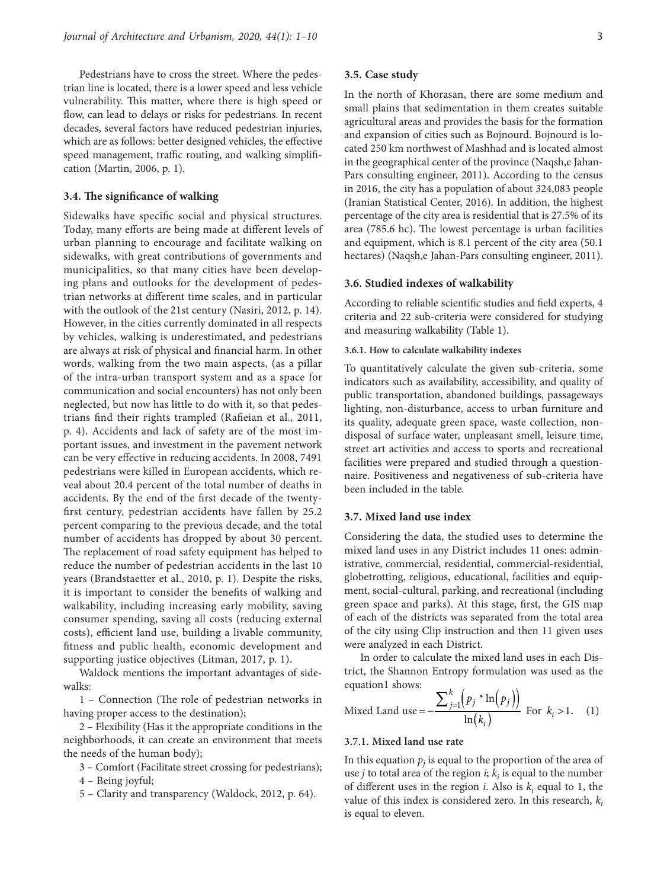Pedestrians have to cross the street. Where the pedestrian line is located, there is a lower speed and less vehicle vulnerability. This matter, where there is high speed or flow, can lead to delays or risks for pedestrians. In recent decades, several factors have reduced pedestrian injuries, which are as follows: better designed vehicles, the effective speed management, traffic routing, and walking simplification (Martin, 2006, p. 1).

### 3.4. The significance of walking

Sidewalks have specific social and physical structures. Today, many efforts are being made at different levels of urban planning to encourage and facilitate walking on sidewalks, with great contributions of governments and municipalities, so that many cities have been developing plans and outlooks for the development of pedestrian networks at different time scales, and in particular with the outlook of the 21st century (Nasiri, 2012, p. 14). However, in the cities currently dominated in all respects by vehicles, walking is underestimated, and pedestrians are always at risk of physical and financial harm. In other words, walking from the two main aspects, (as a pillar of the intra-urban transport system and as a space for communication and social encounters) has not only been neglected, but now has little to do with it, so that pedestrians find their rights trampled (Rafieian et al., 2011, p. 4). Accidents and lack of safety are of the most important issues, and investment in the pavement network can be very effective in reducing accidents. In 2008, 7491 pedestrians were killed in European accidents, which reveal about 20.4 percent of the total number of deaths in accidents. By the end of the first decade of the twenty-first century, pedestrian accidents have fallen by 25.2 percent comparing to the previous decade, and the total number of accidents has dropped by about 30 percent. The replacement of road safety equipment has helped to reduce the number of pedestrian accidents in the last 10 years (Brandstaetter et al., 2010, p. 1). Despite the risks, it is important to consider the benefits of walking and walkability, including increasing early mobility, saving consumer spending, saving all costs (reducing external costs), efficient land use, building a livable community, fitness and public health, economic development and supporting justice objectives (Litman, 2017, p. 1).

Waldock mentions the important advantages of sidewalks:

1 – Connection (The role of pedestrian networks in having proper access to the destination);

2 – Flexibility (Has it the appropriate conditions in the neighborhoods, it can create an environment that meets the needs of the human body);

3 – Comfort (Facilitate street crossing for pedestrians);

4 – Being joyful;

5 – Clarity and transparency (Waldock, 2012, p. 64).

### 3.5. Case study

In the north of Khorasan, there are some medium and small plains that sedimentation in them creates suitable agricultural areas and provides the basis for the formation and expansion of cities such as Bojnourd. Bojnourd is located 250 km northwest of Mashhad and is located almost in the geographical center of the province (Naqsh,e Jahan-Pars consulting engineer, 2011). According to the census in 2016, the city has a population of about 324,083 people (Iranian Statistical Center, 2016). In addition, the highest percentage of the city area is residential that is 27.5% of its area (785.6 hc). The lowest percentage is urban facilities and equipment, which is 8.1 percent of the city area (50.1 hectares) (Naqsh,e Jahan-Pars consulting engineer, 2011).

### 3.6. Studied indexes of walkability

According to reliable scientific studies and field experts, 4 criteria and 22 sub-criteria were considered for studying and measuring walkability (Table 1).

#### 3.6.1. How to calculate walkability indexes

To quantitatively calculate the given sub-criteria, some indicators such as availability, accessibility, and quality of public transportation, abandoned buildings, passageways lighting, non-disturbance, access to urban furniture and its quality, adequate green space, waste collection, non-disposal of surface water, unpleasant smell, leisure time, street art activities and access to sports and recreational facilities were prepared and studied through a questionnaire. Positiveness and negativeness of sub-criteria have been included in the table.

### 3.7. Mixed land use index

Considering the data, the studied uses to determine the mixed land uses in any District includes 11 ones: administrative, commercial, residential, commercial-residential, globetrotting, religious, educational, facilities and equipment, social-cultural, parking, and recreational (including green space and parks). At this stage, first, the GIS map of each of the districts was separated from the total area of the city using Clip instruction and then 11 given uses were analyzed in each District.

In order to calculate the mixed land uses in each District, the Shannon Entropy formulation was used as the equation1 shows:

$$\text{Mixed Land use} = -\frac{\sum_{j=1}^{k}\left(p_j * \ln\left(p_j\right)\right)}{\ln\left(k_i\right)} \quad \text{For } k_i > 1. \quad (1)$$

#### 3.7.1. Mixed land use rate

In this equation $p_j$ is equal to the proportion of the area of use $j$ to total area of the region $i$; $k_i$ is equal to the number of different uses in the region $i$. Also is $k_i$ equal to 1, the value of this index is considered zero. In this research, $k_i$ is equal to eleven.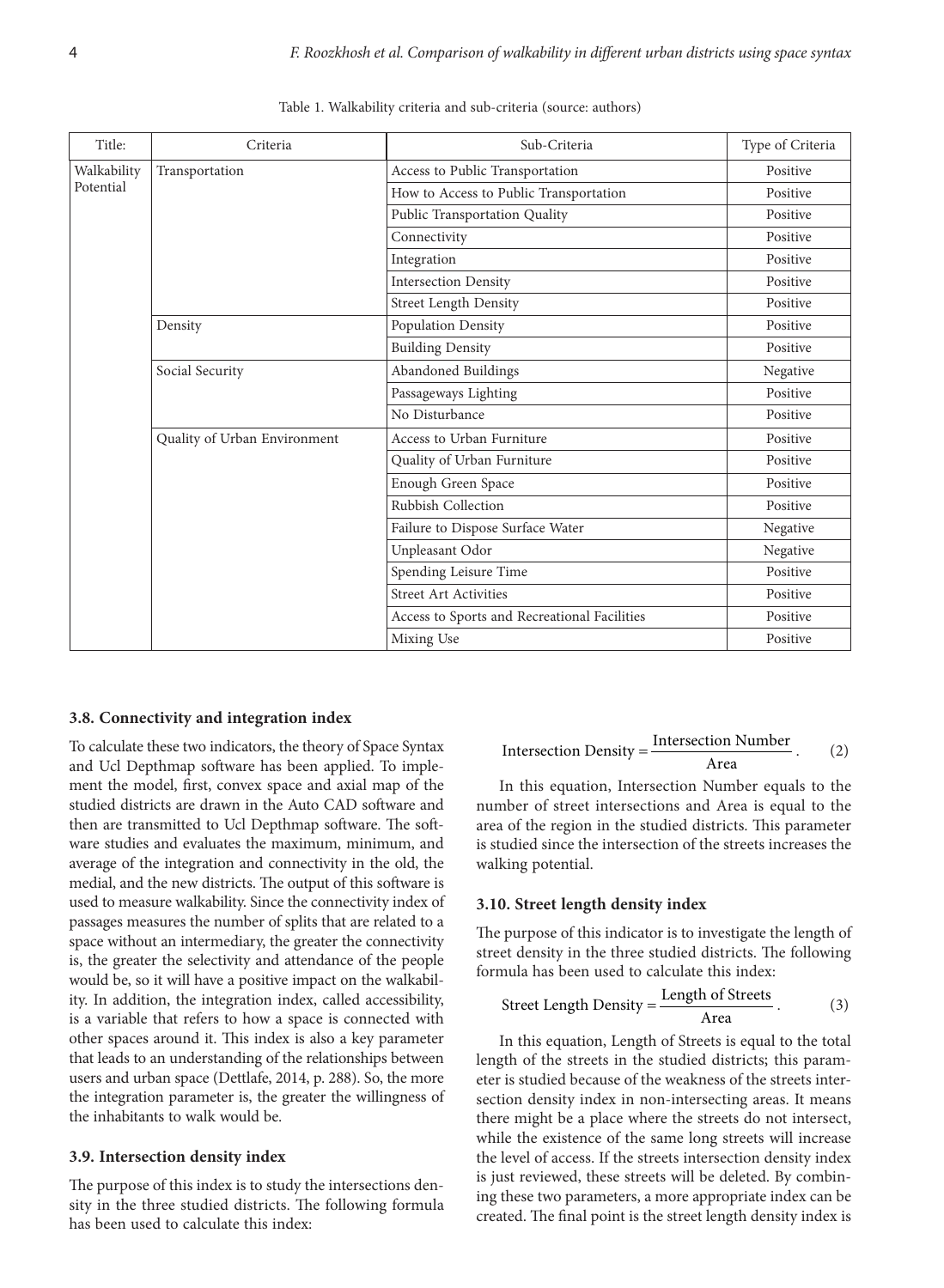Table 1. Walkability criteria and sub-criteria (source: authors)

| Title: | Criteria | Sub-Criteria | Type of Criteria |
|---|---|---|---|
| Walkability Potential | Transportation | Access to Public Transportation | Positive |
| | | How to Access to Public Transportation | Positive |
| | | Public Transportation Quality | Positive |
| | | Connectivity | Positive |
| | | Integration | Positive |
| | | Intersection Density | Positive |
| | | Street Length Density | Positive |
| | Density | Population Density | Positive |
| | | Building Density | Positive |
| | Social Security | Abandoned Buildings | Negative |
| | | Passageways Lighting | Positive |
| | | No Disturbance | Positive |
| | Quality of Urban Environment | Access to Urban Furniture | Positive |
| | | Quality of Urban Furniture | Positive |
| | | Enough Green Space | Positive |
| | | Rubbish Collection | Positive |
| | | Failure to Dispose Surface Water | Negative |
| | | Unpleasant Odor | Negative |
| | | Spending Leisure Time | Positive |
| | | Street Art Activities | Positive |
| | | Access to Sports and Recreational Facilities | Positive |
| | | Mixing Use | Positive |

### 3.8. Connectivity and integration index

To calculate these two indicators, the theory of Space Syntax and Ucl Depthmap software has been applied. To implement the model, first, convex space and axial map of the studied districts are drawn in the Auto CAD software and then are transmitted to Ucl Depthmap software. The software studies and evaluates the maximum, minimum, and average of the integration and connectivity in the old, the medial, and the new districts. The output of this software is used to measure walkability. Since the connectivity index of passages measures the number of splits that are related to a space without an intermediary, the greater the connectivity is, the greater the selectivity and attendance of the people would be, so it will have a positive impact on the walkability. In addition, the integration index, called accessibility, is a variable that refers to how a space is connected with other spaces around it. This index is also a key parameter that leads to an understanding of the relationships between users and urban space (Dettlafe, 2014, p. 288). So, the more the integration parameter is, the greater the willingness of the inhabitants to walk would be.

### 3.9. Intersection density index

The purpose of this index is to study the intersections density in the three studied districts. The following formula has been used to calculate this index:

$$\text{Intersection Density} = \frac{\text{Intersection Number}}{\text{Area}}. \tag{2}$$

In this equation, Intersection Number equals to the number of street intersections and Area is equal to the area of the region in the studied districts. This parameter is studied since the intersection of the streets increases the walking potential.

### 3.10. Street length density index

The purpose of this indicator is to investigate the length of street density in the three studied districts. The following formula has been used to calculate this index:

$$\text{Street Length Density} = \frac{\text{Length of Streets}}{\text{Area}}. \tag{3}$$

In this equation, Length of Streets is equal to the total length of the streets in the studied districts; this parameter is studied because of the weakness of the streets intersection density index in non-intersecting areas. It means there might be a place where the streets do not intersect, while the existence of the same long streets will increase the level of access. If the streets intersection density index is just reviewed, these streets will be deleted. By combining these two parameters, a more appropriate index can be created. The final point is the street length density index is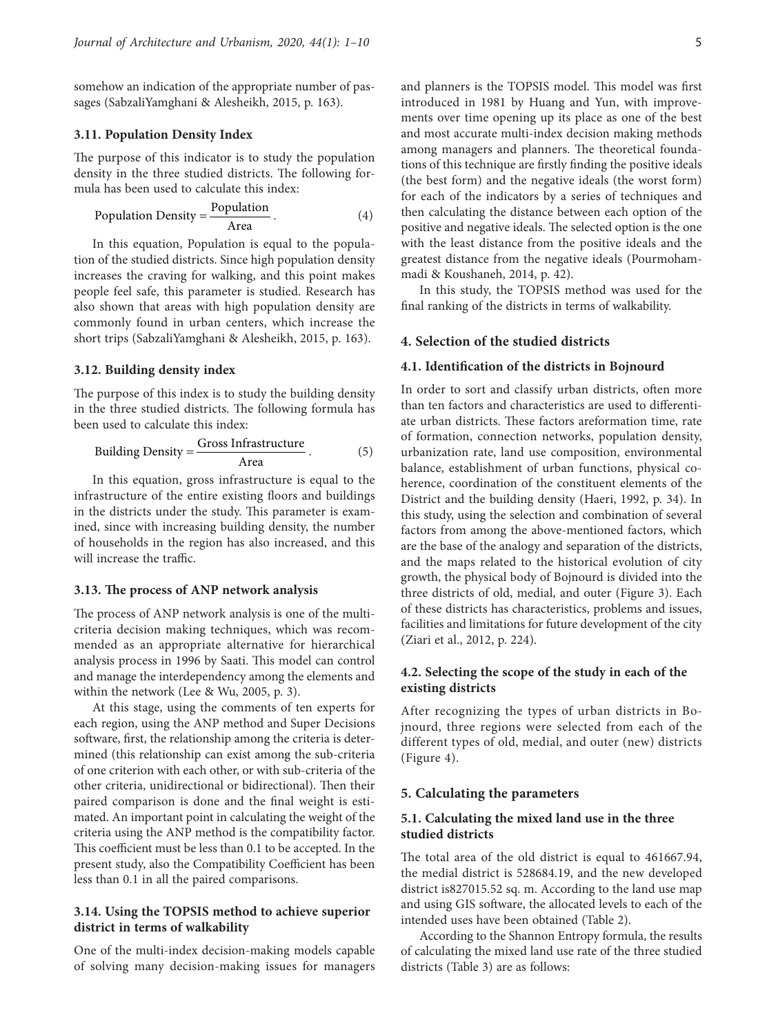somehow an indication of the appropriate number of passages (SabzaliYamghani & Alesheikh, 2015, p. 163).

### 3.11. Population Density Index

The purpose of this indicator is to study the population density in the three studied districts. The following formula has been used to calculate this index:

$$\text{Population Density} = \frac{\text{Population}}{\text{Area}}. \quad (4)$$

In this equation, Population is equal to the population of the studied districts. Since high population density increases the craving for walking, and this point makes people feel safe, this parameter is studied. Research has also shown that areas with high population density are commonly found in urban centers, which increase the short trips (SabzaliYamghani & Alesheikh, 2015, p. 163).

### 3.12. Building density index

The purpose of this index is to study the building density in the three studied districts. The following formula has been used to calculate this index:

$$\text{Building Density} = \frac{\text{Gross Infrastructure}}{\text{Area}}. \quad (5)$$

In this equation, gross infrastructure is equal to the infrastructure of the entire existing floors and buildings in the districts under the study. This parameter is examined, since with increasing building density, the number of households in the region has also increased, and this will increase the traffic.

### 3.13. The process of ANP network analysis

The process of ANP network analysis is one of the multi-criteria decision making techniques, which was recommended as an appropriate alternative for hierarchical analysis process in 1996 by Saati. This model can control and manage the interdependency among the elements and within the network (Lee & Wu, 2005, p. 3).

At this stage, using the comments of ten experts for each region, using the ANP method and Super Decisions software, first, the relationship among the criteria is determined (this relationship can exist among the sub-criteria of one criterion with each other, or with sub-criteria of the other criteria, unidirectional or bidirectional). Then their paired comparison is done and the final weight is estimated. An important point in calculating the weight of the criteria using the ANP method is the compatibility factor. This coefficient must be less than 0.1 to be accepted. In the present study, also the Compatibility Coefficient has been less than 0.1 in all the paired comparisons.

### 3.14. Using the TOPSIS method to achieve superior district in terms of walkability

One of the multi-index decision-making models capable of solving many decision-making issues for managers and planners is the TOPSIS model. This model was first introduced in 1981 by Huang and Yun, with improvements over time opening up its place as one of the best and most accurate multi-index decision making methods among managers and planners. The theoretical foundations of this technique are firstly finding the positive ideals (the best form) and the negative ideals (the worst form) for each of the indicators by a series of techniques and then calculating the distance between each option of the positive and negative ideals. The selected option is the one with the least distance from the positive ideals and the greatest distance from the negative ideals (Pourmohammadi & Koushaneh, 2014, p. 42).

In this study, the TOPSIS method was used for the final ranking of the districts in terms of walkability.

## 4. Selection of the studied districts

### 4.1. Identification of the districts in Bojnourd

In order to sort and classify urban districts, often more than ten factors and characteristics are used to differentiate urban districts. These factors areformation time, rate of formation, connection networks, population density, urbanization rate, land use composition, environmental balance, establishment of urban functions, physical coherence, coordination of the constituent elements of the District and the building density (Haeri, 1992, p. 34). In this study, using the selection and combination of several factors from among the above-mentioned factors, which are the base of the analogy and separation of the districts, and the maps related to the historical evolution of city growth, the physical body of Bojnourd is divided into the three districts of old, medial, and outer (Figure 3). Each of these districts has characteristics, problems and issues, facilities and limitations for future development of the city (Ziari et al., 2012, p. 224).

### 4.2. Selecting the scope of the study in each of the existing districts

After recognizing the types of urban districts in Bojnourd, three regions were selected from each of the different types of old, medial, and outer (new) districts (Figure 4).

## 5. Calculating the parameters

### 5.1. Calculating the mixed land use in the three studied districts

The total area of the old district is equal to 461667.94, the medial district is 528684.19, and the new developed district is827015.52 sq. m. According to the land use map and using GIS software, the allocated levels to each of the intended uses have been obtained (Table 2).

According to the Shannon Entropy formula, the results of calculating the mixed land use rate of the three studied districts (Table 3) are as follows: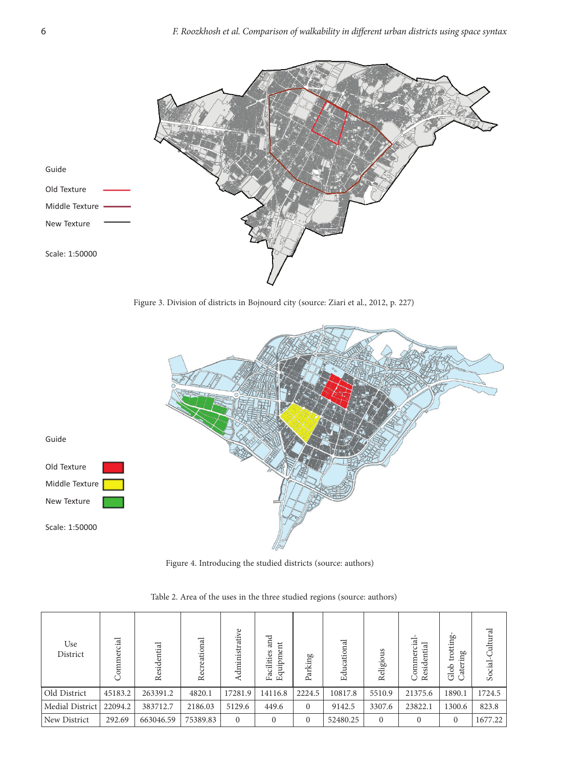Guide

Old Texture

Middle Texture

New Texture

Scale: 1:50000

Figure 3. Division of districts in Bojnourd city (source: Ziari et al., 2012, p. 227)

Guide

Old Texture

Middle Texture

New Texture

Scale: 1:50000

Figure 4. Introducing the studied districts (source: authors)

Table 2. Area of the uses in the three studied regions (source: authors)

| Use / District | Commercial | Residential | Recreational | Administrative | Facilities and Equipment | Parking | Educational | Religious | Commercial-Residential | Glob trotting-Catering | Social-Cultural |
|---|---|---|---|---|---|---|---|---|---|---|---|
| Old District | 45183.2 | 263391.2 | 4820.1 | 17281.9 | 14116.8 | 2224.5 | 10817.8 | 5510.9 | 21375.6 | 1890.1 | 1724.5 |
| Medial District | 22094.2 | 383712.7 | 2186.03 | 5129.6 | 449.6 | 0 | 9142.5 | 3307.6 | 23822.1 | 1300.6 | 823.8 |
| New District | 292.69 | 663046.59 | 75389.83 | 0 | 0 | 0 | 52480.25 | 0 | 0 | 0 | 1677.22 |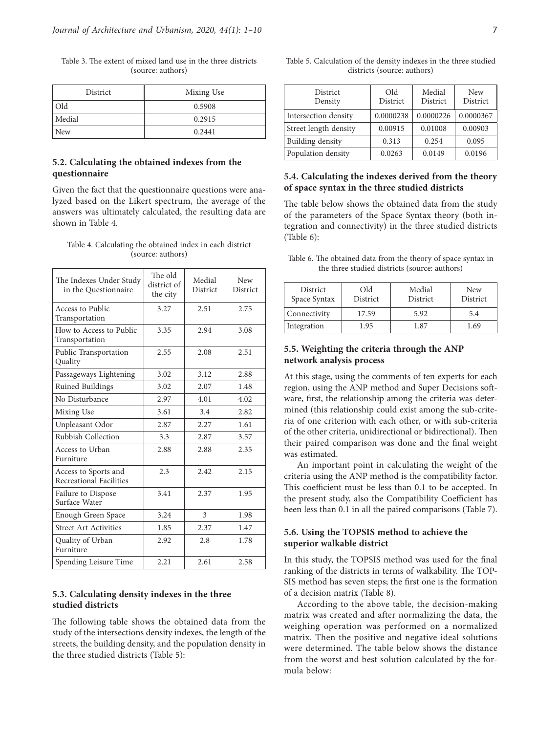Table 3. The extent of mixed land use in the three districts (source: authors)

| District | Mixing Use |
|---|---|
| Old | 0.5908 |
| Medial | 0.2915 |
| New | 0.2441 |

### 5.2. Calculating the obtained indexes from the questionnaire

Given the fact that the questionnaire questions were analyzed based on the Likert spectrum, the average of the answers was ultimately calculated, the resulting data are shown in Table 4.

Table 4. Calculating the obtained index in each district (source: authors)

| The Indexes Under Study in the Questionnaire | The old district of the city | Medial District | New District |
|---|---|---|---|
| Access to Public Transportation | 3.27 | 2.51 | 2.75 |
| How to Access to Public Transportation | 3.35 | 2.94 | 3.08 |
| Public Transportation Quality | 2.55 | 2.08 | 2.51 |
| Passageways Lightening | 3.02 | 3.12 | 2.88 |
| Ruined Buildings | 3.02 | 2.07 | 1.48 |
| No Disturbance | 2.97 | 4.01 | 4.02 |
| Mixing Use | 3.61 | 3.4 | 2.82 |
| Unpleasant Odor | 2.87 | 2.27 | 1.61 |
| Rubbish Collection | 3.3 | 2.87 | 3.57 |
| Access to Urban Furniture | 2.88 | 2.88 | 2.35 |
| Access to Sports and Recreational Facilities | 2.3 | 2.42 | 2.15 |
| Failure to Dispose Surface Water | 3.41 | 2.37 | 1.95 |
| Enough Green Space | 3.24 | 3 | 1.98 |
| Street Art Activities | 1.85 | 2.37 | 1.47 |
| Quality of Urban Furniture | 2.92 | 2.8 | 1.78 |
| Spending Leisure Time | 2.21 | 2.61 | 2.58 |

### 5.3. Calculating density indexes in the three studied districts

The following table shows the obtained data from the study of the intersections density indexes, the length of the streets, the building density, and the population density in the three studied districts (Table 5):

Table 5. Calculation of the density indexes in the three studied districts (source: authors)

| District / Density | Old District | Medial District | New District |
|---|---|---|---|
| Intersection density | 0.0000238 | 0.0000226 | 0.0000367 |
| Street length density | 0.00915 | 0.01008 | 0.00903 |
| Building density | 0.313 | 0.254 | 0.095 |
| Population density | 0.0263 | 0.0149 | 0.0196 |

### 5.4. Calculating the indexes derived from the theory of space syntax in the three studied districts

The table below shows the obtained data from the study of the parameters of the Space Syntax theory (both integration and connectivity) in the three studied districts (Table 6):

Table 6. The obtained data from the theory of space syntax in the three studied districts (source: authors)

| District / Space Syntax | Old District | Medial District | New District |
|---|---|---|---|
| Connectivity | 17.59 | 5.92 | 5.4 |
| Integration | 1.95 | 1.87 | 1.69 |

### 5.5. Weighting the criteria through the ANP network analysis process

At this stage, using the comments of ten experts for each region, using the ANP method and Super Decisions software, first, the relationship among the criteria was determined (this relationship could exist among the sub-criteria of one criterion with each other, or with sub-criteria of the other criteria, unidirectional or bidirectional). Then their paired comparison was done and the final weight was estimated.

An important point in calculating the weight of the criteria using the ANP method is the compatibility factor. This coefficient must be less than 0.1 to be accepted. In the present study, also the Compatibility Coefficient has been less than 0.1 in all the paired comparisons (Table 7).

### 5.6. Using the TOPSIS method to achieve the superior walkable district

In this study, the TOPSIS method was used for the final ranking of the districts in terms of walkability. The TOPSIS method has seven steps; the first one is the formation of a decision matrix (Table 8).

According to the above table, the decision-making matrix was created and after normalizing the data, the weighing operation was performed on a normalized matrix. Then the positive and negative ideal solutions were determined. The table below shows the distance from the worst and best solution calculated by the formula below: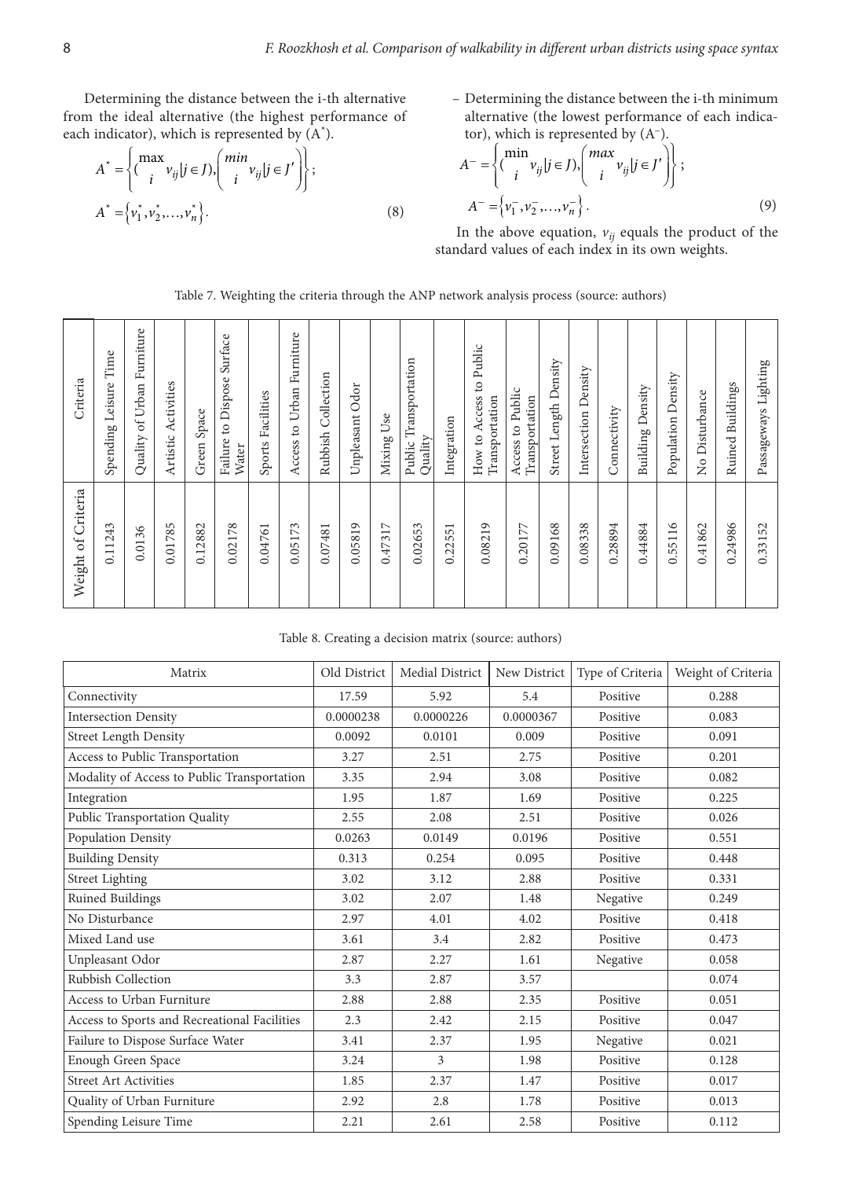Determining the distance between the i-th alternative from the ideal alternative (the highest performance of each indicator), which is represented by ($A^*$).

$$A^* = \left\{ (\max_i v_{ij} \mid j \in J), \left( \min_i v_{ij} \mid j \in J' \right) \right\};$$

$$A^* = \left\{ v_1^*, v_2^*, \ldots, v_n^* \right\}. \tag{8}$$

– Determining the distance between the i-th minimum alternative (the lowest performance of each indicator), which is represented by ($A^-$).

$$A^- = \left\{ (\min_i v_{ij} \mid j \in J), \left( \max_i v_{ij} \mid j \in J' \right) \right\};$$

$$A^- = \left\{ v_1^-, v_2^-, \ldots, v_n^- \right\}. \tag{9}$$

In the above equation, $v_{ij}$ equals the product of the standard values of each index in its own weights.

Table 7. Weighting the criteria through the ANP network analysis process (source: authors)

| Criteria | Weight of Criteria |
|---|---|
| Spending Leisure Time | 0.11243 |
| Quality of Urban Furniture | 0.0136 |
| Artistic Activities | 0.01785 |
| Green Space | 0.12882 |
| Failure to Dispose Surface Water | 0.02178 |
| Sports Facilities | 0.04761 |
| Access to Urban Furniture | 0.05173 |
| Rubbish Collection | 0.07481 |
| Unpleasant Odor | 0.05819 |
| Mixing Use | 0.47317 |
| Public Transportation Quality | 0.02653 |
| Integration | 0.22551 |
| How to Access to Public Transportation | 0.08219 |
| Access to Public Transportation | 0.20177 |
| Street Length Density | 0.09168 |
| Intersection Density | 0.08338 |
| Connectivity | 0.28894 |
| Building Density | 0.44884 |
| Population Density | 0.55116 |
| No Disturbance | 0.41862 |
| Ruined Buildings | 0.24986 |
| Passageways Lighting | 0.33152 |

Table 8. Creating a decision matrix (source: authors)

| Matrix | Old District | Medial District | New District | Type of Criteria | Weight of Criteria |
|---|---|---|---|---|---|
| Connectivity | 17.59 | 5.92 | 5.4 | Positive | 0.288 |
| Intersection Density | 0.0000238 | 0.0000226 | 0.0000367 | Positive | 0.083 |
| Street Length Density | 0.0092 | 0.0101 | 0.009 | Positive | 0.091 |
| Access to Public Transportation | 3.27 | 2.51 | 2.75 | Positive | 0.201 |
| Modality of Access to Public Transportation | 3.35 | 2.94 | 3.08 | Positive | 0.082 |
| Integration | 1.95 | 1.87 | 1.69 | Positive | 0.225 |
| Public Transportation Quality | 2.55 | 2.08 | 2.51 | Positive | 0.026 |
| Population Density | 0.0263 | 0.0149 | 0.0196 | Positive | 0.551 |
| Building Density | 0.313 | 0.254 | 0.095 | Positive | 0.448 |
| Street Lighting | 3.02 | 3.12 | 2.88 | Positive | 0.331 |
| Ruined Buildings | 3.02 | 2.07 | 1.48 | Negative | 0.249 |
| No Disturbance | 2.97 | 4.01 | 4.02 | Positive | 0.418 |
| Mixed Land use | 3.61 | 3.4 | 2.82 | Positive | 0.473 |
| Unpleasant Odor | 2.87 | 2.27 | 1.61 | Negative | 0.058 |
| Rubbish Collection | 3.3 | 2.87 | 3.57 | | 0.074 |
| Access to Urban Furniture | 2.88 | 2.88 | 2.35 | Positive | 0.051 |
| Access to Sports and Recreational Facilities | 2.3 | 2.42 | 2.15 | Positive | 0.047 |
| Failure to Dispose Surface Water | 3.41 | 2.37 | 1.95 | Negative | 0.021 |
| Enough Green Space | 3.24 | 3 | 1.98 | Positive | 0.128 |
| Street Art Activities | 1.85 | 2.37 | 1.47 | Positive | 0.017 |
| Quality of Urban Furniture | 2.92 | 2.8 | 1.78 | Positive | 0.013 |
| Spending Leisure Time | 2.21 | 2.61 | 2.58 | Positive | 0.112 |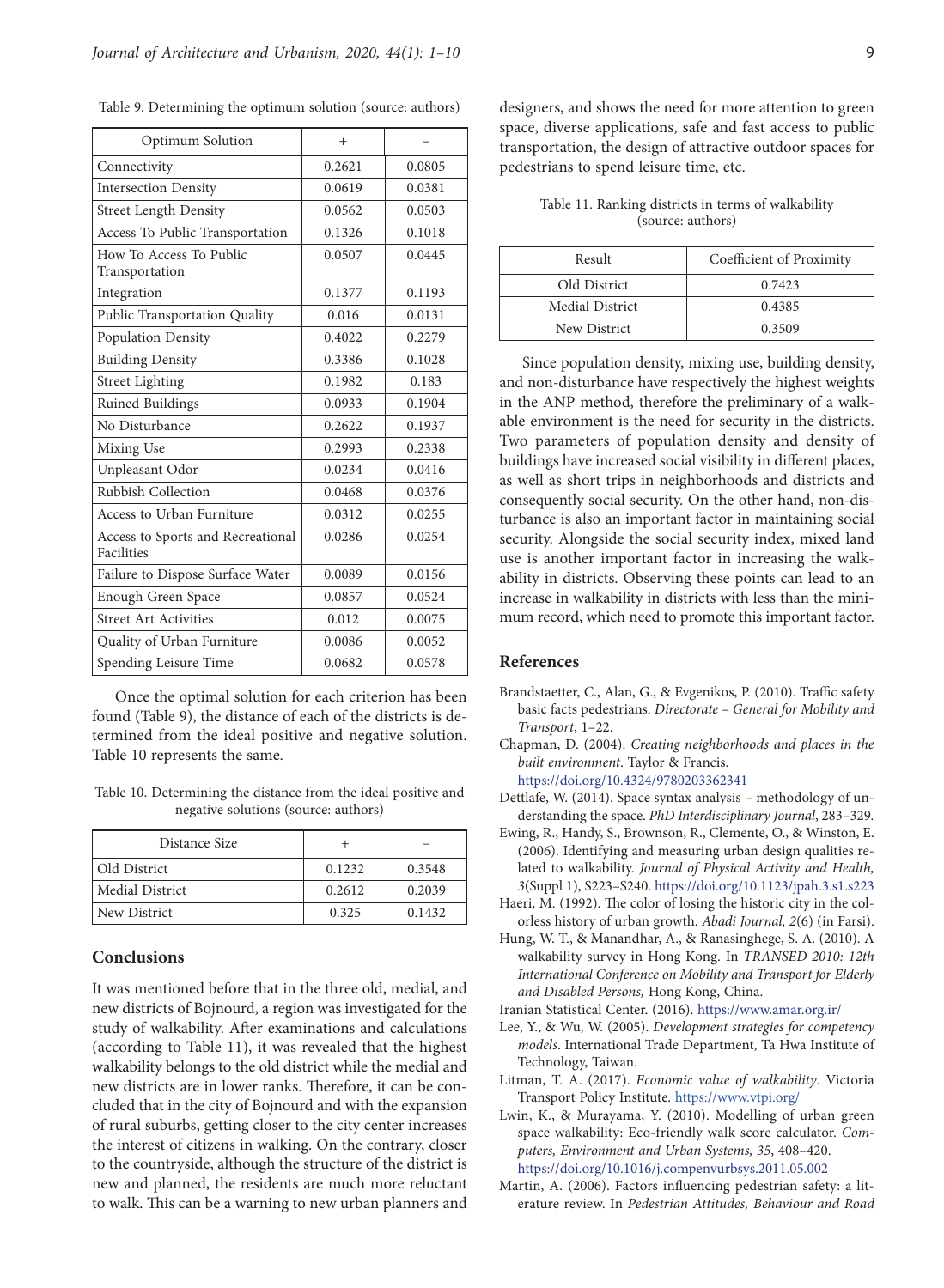Table 9. Determining the optimum solution (source: authors)

| Optimum Solution | + | – |
|---|---|---|
| Connectivity | 0.2621 | 0.0805 |
| Intersection Density | 0.0619 | 0.0381 |
| Street Length Density | 0.0562 | 0.0503 |
| Access To Public Transportation | 0.1326 | 0.1018 |
| How To Access To Public Transportation | 0.0507 | 0.0445 |
| Integration | 0.1377 | 0.1193 |
| Public Transportation Quality | 0.016 | 0.0131 |
| Population Density | 0.4022 | 0.2279 |
| Building Density | 0.3386 | 0.1028 |
| Street Lighting | 0.1982 | 0.183 |
| Ruined Buildings | 0.0933 | 0.1904 |
| No Disturbance | 0.2622 | 0.1937 |
| Mixing Use | 0.2993 | 0.2338 |
| Unpleasant Odor | 0.0234 | 0.0416 |
| Rubbish Collection | 0.0468 | 0.0376 |
| Access to Urban Furniture | 0.0312 | 0.0255 |
| Access to Sports and Recreational Facilities | 0.0286 | 0.0254 |
| Failure to Dispose Surface Water | 0.0089 | 0.0156 |
| Enough Green Space | 0.0857 | 0.0524 |
| Street Art Activities | 0.012 | 0.0075 |
| Quality of Urban Furniture | 0.0086 | 0.0052 |
| Spending Leisure Time | 0.0682 | 0.0578 |

Once the optimal solution for each criterion has been found (Table 9), the distance of each of the districts is determined from the ideal positive and negative solution. Table 10 represents the same.

Table 10. Determining the distance from the ideal positive and negative solutions (source: authors)

| Distance Size | + | – |
|---|---|---|
| Old District | 0.1232 | 0.3548 |
| Medial District | 0.2612 | 0.2039 |
| New District | 0.325 | 0.1432 |

## Conclusions

It was mentioned before that in the three old, medial, and new districts of Bojnourd, a region was investigated for the study of walkability. After examinations and calculations (according to Table 11), it was revealed that the highest walkability belongs to the old district while the medial and new districts are in lower ranks. Therefore, it can be concluded that in the city of Bojnourd and with the expansion of rural suburbs, getting closer to the city center increases the interest of citizens in walking. On the contrary, closer to the countryside, although the structure of the district is new and planned, the residents are much more reluctant to walk. This can be a warning to new urban planners and designers, and shows the need for more attention to green space, diverse applications, safe and fast access to public transportation, the design of attractive outdoor spaces for pedestrians to spend leisure time, etc.

Table 11. Ranking districts in terms of walkability (source: authors)

| Result | Coefficient of Proximity |
|---|---|
| Old District | 0.7423 |
| Medial District | 0.4385 |
| New District | 0.3509 |

Since population density, mixing use, building density, and non-disturbance have respectively the highest weights in the ANP method, therefore the preliminary of a walkable environment is the need for security in the districts. Two parameters of population density and density of buildings have increased social visibility in different places, as well as short trips in neighborhoods and districts and consequently social security. On the other hand, non-disturbance is also an important factor in maintaining social security. Alongside the social security index, mixed land use is another important factor in increasing the walkability in districts. Observing these points can lead to an increase in walkability in districts with less than the minimum record, which need to promote this important factor.

## References

Brandstaetter, C., Alan, G., & Evgenikos, P. (2010). Traffic safety basic facts pedestrians. *Directorate – General for Mobility and Transport*, 1–22.

Chapman, D. (2004). *Creating neighborhoods and places in the built environment*. Taylor & Francis. https://doi.org/10.4324/9780203362341

Dettlafe, W. (2014). Space syntax analysis – methodology of understanding the space. *PhD Interdisciplinary Journal*, 283–329.

Ewing, R., Handy, S., Brownson, R., Clemente, O., & Winston, E. (2006). Identifying and measuring urban design qualities related to walkability. *Journal of Physical Activity and Health, 3*(Suppl 1), S223–S240. https://doi.org/10.1123/jpah.3.s1.s223

Haeri, M. (1992). The color of losing the historic city in the colorless history of urban growth. *Abadi Journal, 2*(6) (in Farsi).

Hung, W. T., & Manandhar, A., & Ranasinghege, S. A. (2010). A walkability survey in Hong Kong. In *TRANSED 2010: 12th International Conference on Mobility and Transport for Elderly and Disabled Persons,* Hong Kong, China.

Iranian Statistical Center. (2016). https://www.amar.org.ir/

Lee, Y., & Wu, W. (2005). *Development strategies for competency models*. International Trade Department, Ta Hwa Institute of Technology, Taiwan.

Litman, T. A. (2017). *Economic value of walkability*. Victoria Transport Policy Institute. https://www.vtpi.org/

Lwin, K., & Murayama, Y. (2010). Modelling of urban green space walkability: Eco-friendly walk score calculator. *Computers, Environment and Urban Systems, 35*, 408–420. https://doi.org/10.1016/j.compenvurbsys.2011.05.002

Martin, A. (2006). Factors influencing pedestrian safety: a literature review. In *Pedestrian Attitudes, Behaviour and Road*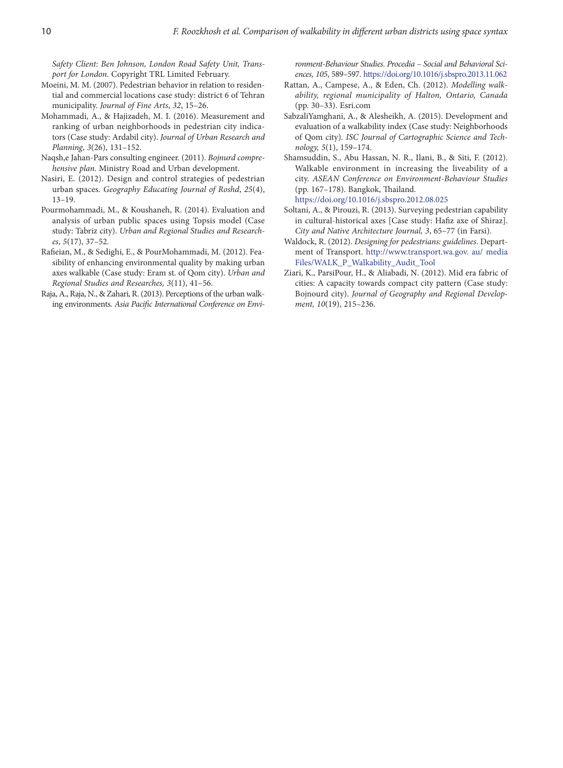*Safety Client: Ben Johnson, London Road Safety Unit, Transport for London*. Copyright TRL Limited February.

Moeini, M. M. (2007). Pedestrian behavior in relation to residential and commercial locations case study: district 6 of Tehran municipality. *Journal of Fine Arts*, *32*, 15–26.

Mohammadi, A., & Hajizadeh, M. I. (2016). Measurement and ranking of urban neighborhoods in pedestrian city indicators (Case study: Ardabil city). *Journal of Urban Research and Planning*, *3*(26), 131–152.

Naqsh,e Jahan-Pars consulting engineer. (2011). *Bojnurd comprehensive plan*. Ministry Road and Urban development.

Nasiri, E. (2012). Design and control strategies of pedestrian urban spaces. *Geography Educating Journal of Roshd*, *25*(4), 13–19.

Pourmohammadi, M., & Koushaneh, R. (2014). Evaluation and analysis of urban public spaces using Topsis model (Case study: Tabriz city). *Urban and Regional Studies and Researches*, *5*(17), 37–52.

Rafieian, M., & Sedighi, E., & PourMohammadi, M. (2012). Feasibility of enhancing environmental quality by making urban axes walkable (Case study: Eram st. of Qom city). *Urban and Regional Studies and Researches, 3*(11), 41–56.

Raja, A., Raja, N., & Zahari, R. (2013). Perceptions of the urban walking environments. *Asia Pacific International Conference on Environment-Behaviour Studies. Procedia – Social and Behavioral Sciences, 105*, 589–597. https://doi.org/10.1016/j.sbspro.2013.11.062

Rattan, A., Campese, A., & Eden, Ch. (2012). *Modelling walkability, regional municipality of Halton, Ontario, Canada* (pp. 30–33). Esri.com

SabzaliYamghani, A., & Alesheikh, A. (2015). Development and evaluation of a walkability index (Case study: Neighborhoods of Qom city). *ISC Journal of Cartographic Science and Technology, 5*(1), 159–174.

Shamsuddin, S., Abu Hassan, N. R., Ilani, B., & Siti, F. (2012). Walkable environment in increasing the liveability of a city. *ASEAN Conference on Environment-Behaviour Studies* (pp. 167–178). Bangkok, Thailand. https://doi.org/10.1016/j.sbspro.2012.08.025

Soltani, A., & Pirouzi, R. (2013). Surveying pedestrian capability in cultural-historical axes [Case study: Hafiz axe of Shiraz]. *City and Native Architecture Journal, 3*, 65–77 (in Farsi).

Waldock, R. (2012). *Designing for pedestrians: guidelines*. Department of Transport. http://www.transport.wa.gov. au/ media Files/WALK_P_Walkability_Audit_Tool

Ziari, K., ParsiPour, H., & Aliabadi, N. (2012). Mid era fabric of cities: A capacity towards compact city pattern (Case study: Bojnourd city). *Journal of Geography and Regional Development, 10*(19), 215–236.